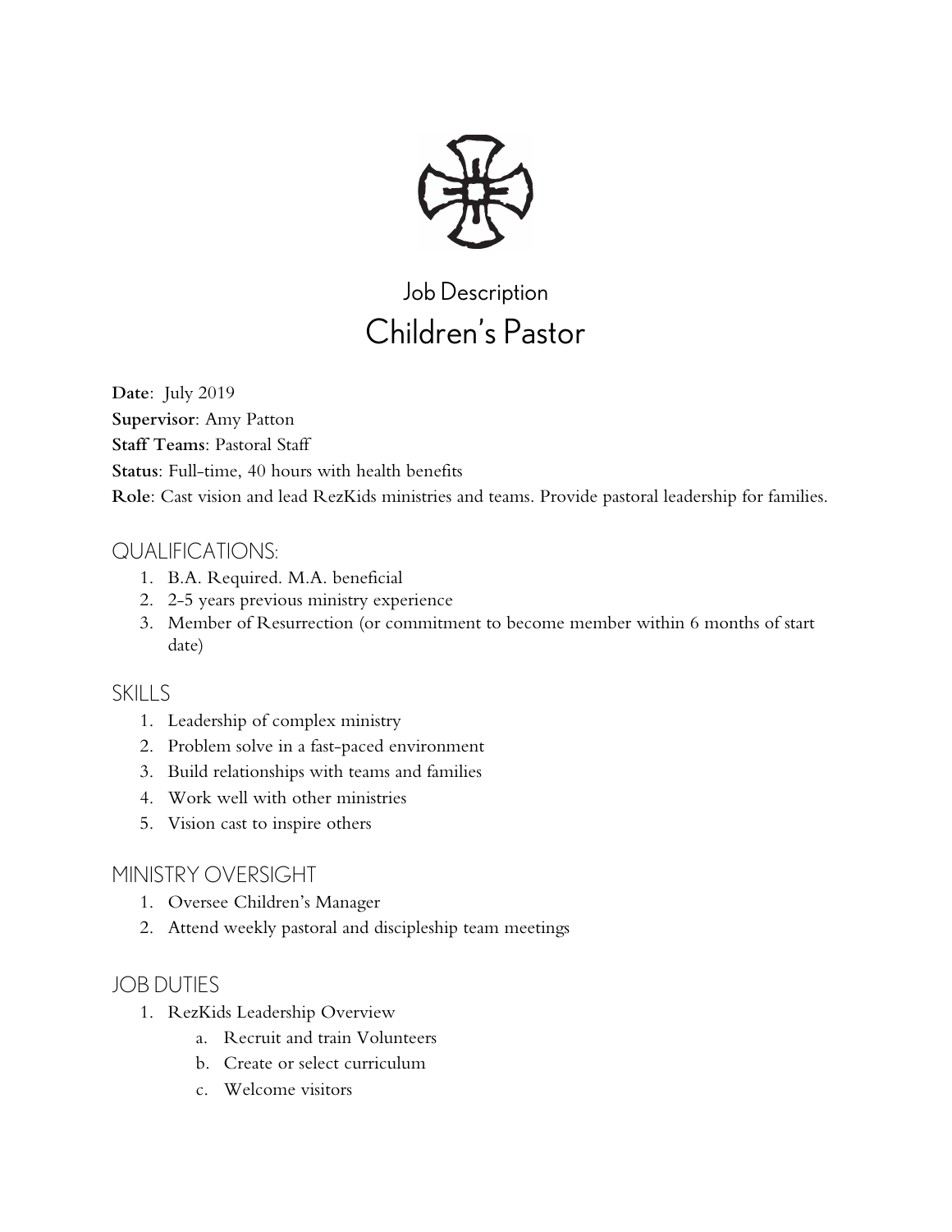Job Description

# Children's Pastor

**Date**: July 2019
**Supervisor**: Amy Patton
**Staff Teams**: Pastoral Staff
**Status**: Full-time, 40 hours with health benefits
**Role**: Cast vision and lead RezKids ministries and teams. Provide pastoral leadership for families.

## QUALIFICATIONS:

1. B.A. Required. M.A. beneficial
2. 2-5 years previous ministry experience
3. Member of Resurrection (or commitment to become member within 6 months of start date)

## SKILLS

1. Leadership of complex ministry
2. Problem solve in a fast-paced environment
3. Build relationships with teams and families
4. Work well with other ministries
5. Vision cast to inspire others

## MINISTRY OVERSIGHT

1. Oversee Children's Manager
2. Attend weekly pastoral and discipleship team meetings

## JOB DUTIES

1. RezKids Leadership Overview
    a. Recruit and train Volunteers
    b. Create or select curriculum
    c. Welcome visitors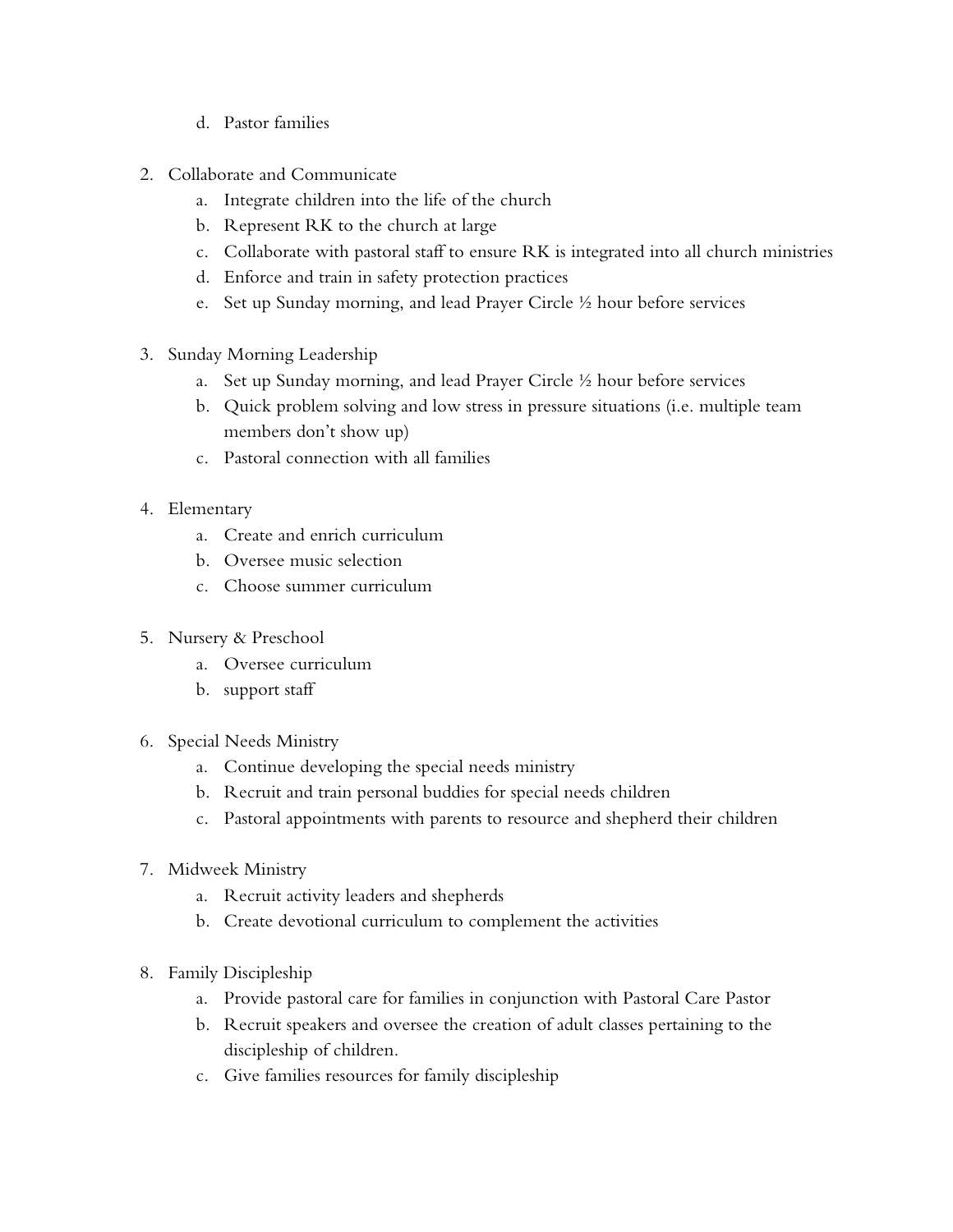d. Pastor families

2. Collaborate and Communicate
   a. Integrate children into the life of the church
   b. Represent RK to the church at large
   c. Collaborate with pastoral staff to ensure RK is integrated into all church ministries
   d. Enforce and train in safety protection practices
   e. Set up Sunday morning, and lead Prayer Circle ½ hour before services

3. Sunday Morning Leadership
   a. Set up Sunday morning, and lead Prayer Circle ½ hour before services
   b. Quick problem solving and low stress in pressure situations (i.e. multiple team members don't show up)
   c. Pastoral connection with all families

4. Elementary
   a. Create and enrich curriculum
   b. Oversee music selection
   c. Choose summer curriculum

5. Nursery & Preschool
   a. Oversee curriculum
   b. support staff

6. Special Needs Ministry
   a. Continue developing the special needs ministry
   b. Recruit and train personal buddies for special needs children
   c. Pastoral appointments with parents to resource and shepherd their children

7. Midweek Ministry
   a. Recruit activity leaders and shepherds
   b. Create devotional curriculum to complement the activities

8. Family Discipleship
   a. Provide pastoral care for families in conjunction with Pastoral Care Pastor
   b. Recruit speakers and oversee the creation of adult classes pertaining to the discipleship of children.
   c. Give families resources for family discipleship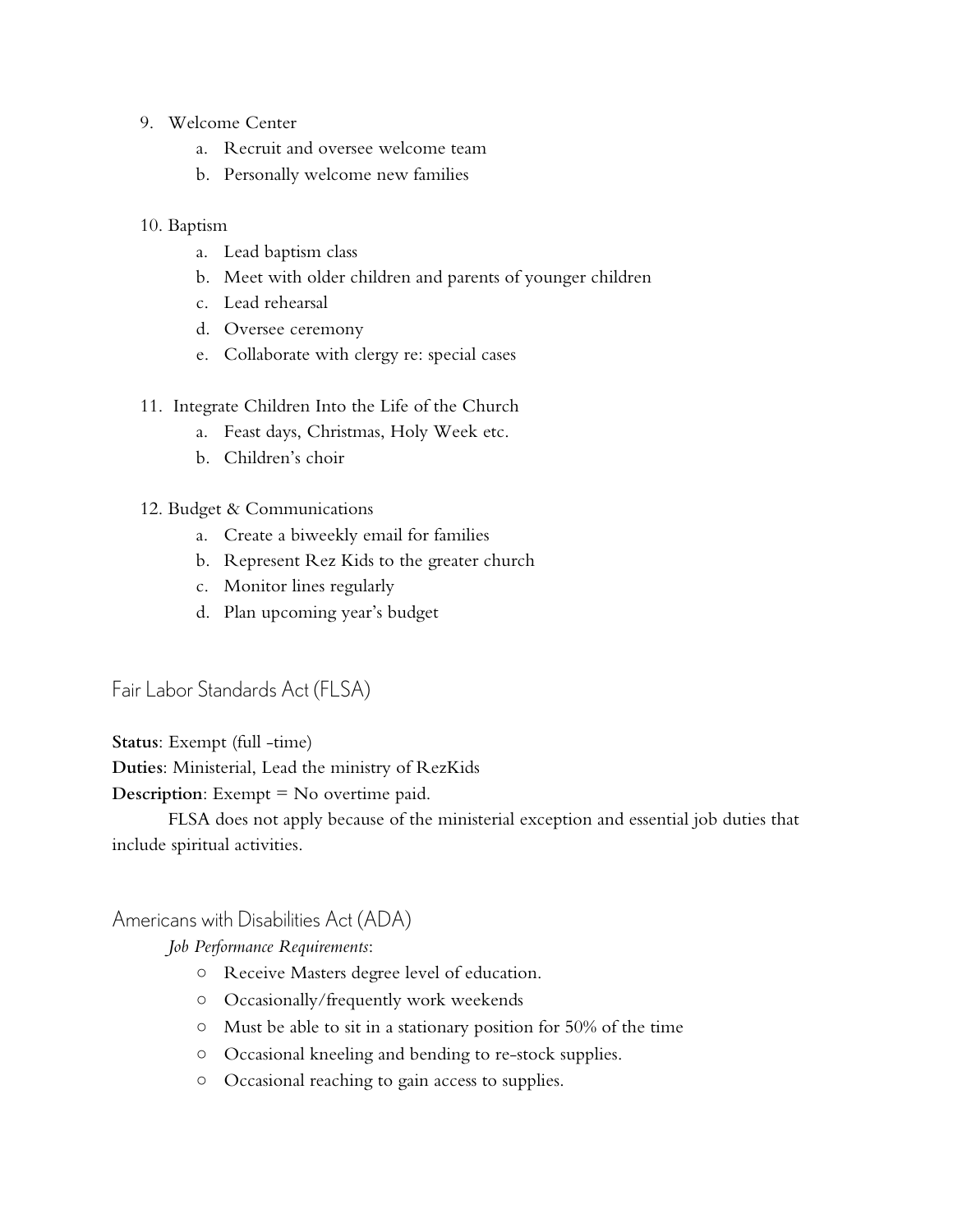9. Welcome Center
    a. Recruit and oversee welcome team
    b. Personally welcome new families

10. Baptism
    a. Lead baptism class
    b. Meet with older children and parents of younger children
    c. Lead rehearsal
    d. Oversee ceremony
    e. Collaborate with clergy re: special cases

11. Integrate Children Into the Life of the Church
    a. Feast days, Christmas, Holy Week etc.
    b. Children's choir

12. Budget & Communications
    a. Create a biweekly email for families
    b. Represent Rez Kids to the greater church
    c. Monitor lines regularly
    d. Plan upcoming year's budget

## Fair Labor Standards Act (FLSA)

**Status**: Exempt (full -time)

**Duties**: Ministerial, Lead the ministry of RezKids

**Description**: Exempt = No overtime paid.

FLSA does not apply because of the ministerial exception and essential job duties that include spiritual activities.

## Americans with Disabilities Act (ADA)

*Job Performance Requirements*:

- Receive Masters degree level of education.
- Occasionally/frequently work weekends
- Must be able to sit in a stationary position for 50% of the time
- Occasional kneeling and bending to re-stock supplies.
- Occasional reaching to gain access to supplies.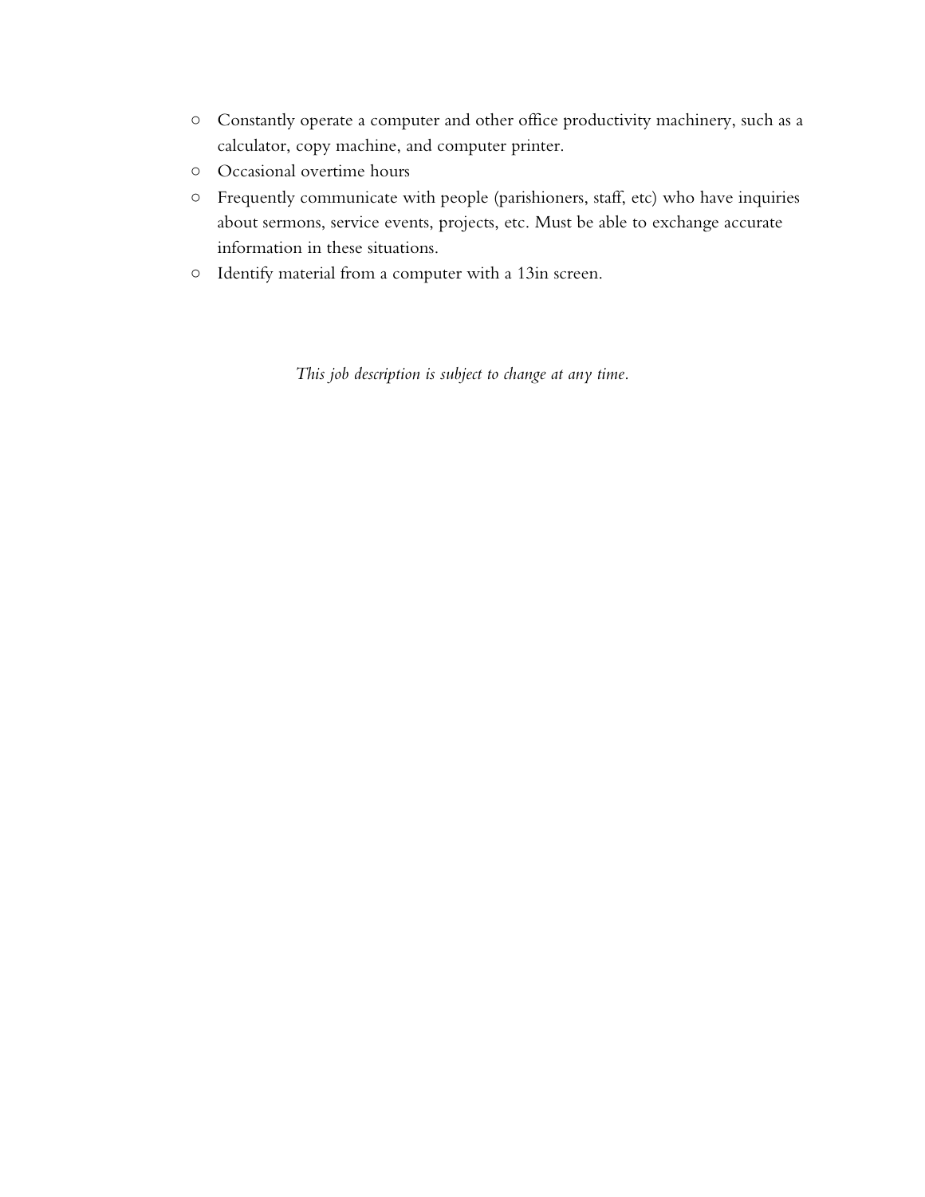- Constantly operate a computer and other office productivity machinery, such as a calculator, copy machine, and computer printer.
- Occasional overtime hours
- Frequently communicate with people (parishioners, staff, etc) who have inquiries about sermons, service events, projects, etc. Must be able to exchange accurate information in these situations.
- Identify material from a computer with a 13in screen.

*This job description is subject to change at any time.*